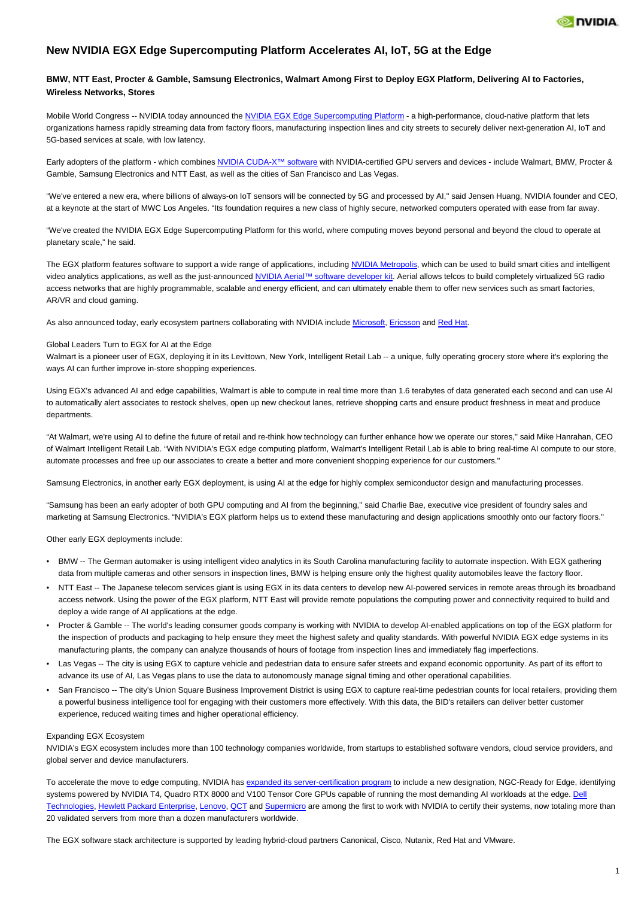# New NVIDIA EGX Edge Supercomputing Platform Accelerates AI, IoT, 5G at the Edge

**BMW, NTT East, Procter & Gamble, Samsung Electronics, Walmart Among First to Deploy EGX Platform, Delivering AI to Factories, Wireless Networks, Stores**

Mobile World Congress -- NVIDIA today announced the NVIDIA EGX Edge Supercomputing Platform - a high-performance, cloud-native platform that lets organizations harness rapidly streaming data from factory floors, manufacturing inspection lines and city streets to securely deliver next-generation AI, IoT and 5G-based services at scale, with low latency.

Early adopters of the platform - which combines NVIDIA CUDA-X™ software with NVIDIA-certified GPU servers and devices - include Walmart, BMW, Procter & Gamble, Samsung Electronics and NTT East, as well as the cities of San Francisco and Las Vegas.

"We've entered a new era, where billions of always-on IoT sensors will be connected by 5G and processed by AI," said Jensen Huang, NVIDIA founder and CEO, at a keynote at the start of MWC Los Angeles. "Its foundation requires a new class of highly secure, networked computers operated with ease from far away.

"We've created the NVIDIA EGX Edge Supercomputing Platform for this world, where computing moves beyond personal and beyond the cloud to operate at planetary scale," he said.

The EGX platform features software to support a wide range of applications, including NVIDIA Metropolis, which can be used to build smart cities and intelligent video analytics applications, as well as the just-announced NVIDIA Aerial™ software developer kit. Aerial allows telcos to build completely virtualized 5G radio access networks that are highly programmable, scalable and energy efficient, and can ultimately enable them to offer new services such as smart factories, AR/VR and cloud gaming.

As also announced today, early ecosystem partners collaborating with NVIDIA include Microsoft, Ericsson and Red Hat.

## Global Leaders Turn to EGX for AI at the Edge

Walmart is a pioneer user of EGX, deploying it in its Levittown, New York, Intelligent Retail Lab -- a unique, fully operating grocery store where it's exploring the ways AI can further improve in-store shopping experiences.

Using EGX's advanced AI and edge capabilities, Walmart is able to compute in real time more than 1.6 terabytes of data generated each second and can use AI to automatically alert associates to restock shelves, open up new checkout lanes, retrieve shopping carts and ensure product freshness in meat and produce departments.

"At Walmart, we're using AI to define the future of retail and re-think how technology can further enhance how we operate our stores," said Mike Hanrahan, CEO of Walmart Intelligent Retail Lab. "With NVIDIA's EGX edge computing platform, Walmart's Intelligent Retail Lab is able to bring real-time AI compute to our store, automate processes and free up our associates to create a better and more convenient shopping experience for our customers."

Samsung Electronics, in another early EGX deployment, is using AI at the edge for highly complex semiconductor design and manufacturing processes.

"Samsung has been an early adopter of both GPU computing and AI from the beginning," said Charlie Bae, executive vice president of foundry sales and marketing at Samsung Electronics. "NVIDIA's EGX platform helps us to extend these manufacturing and design applications smoothly onto our factory floors."

Other early EGX deployments include:

- BMW -- The German automaker is using intelligent video analytics in its South Carolina manufacturing facility to automate inspection. With EGX gathering data from multiple cameras and other sensors in inspection lines, BMW is helping ensure only the highest quality automobiles leave the factory floor.
- NTT East -- The Japanese telecom services giant is using EGX in its data centers to develop new AI-powered services in remote areas through its broadband access network. Using the power of the EGX platform, NTT East will provide remote populations the computing power and connectivity required to build and deploy a wide range of AI applications at the edge.
- Procter & Gamble -- The world's leading consumer goods company is working with NVIDIA to develop AI-enabled applications on top of the EGX platform for the inspection of products and packaging to help ensure they meet the highest safety and quality standards. With powerful NVIDIA EGX edge systems in its manufacturing plants, the company can analyze thousands of hours of footage from inspection lines and immediately flag imperfections.
- Las Vegas -- The city is using EGX to capture vehicle and pedestrian data to ensure safer streets and expand economic opportunity. As part of its effort to advance its use of AI, Las Vegas plans to use the data to autonomously manage signal timing and other operational capabilities.
- San Francisco -- The city's Union Square Business Improvement District is using EGX to capture real-time pedestrian counts for local retailers, providing them a powerful business intelligence tool for engaging with their customers more effectively. With this data, the BID's retailers can deliver better customer experience, reduced waiting times and higher operational efficiency.

## Expanding EGX Ecosystem

NVIDIA's EGX ecosystem includes more than 100 technology companies worldwide, from startups to established software vendors, cloud service providers, and global server and device manufacturers.

To accelerate the move to edge computing, NVIDIA has expanded its server-certification program to include a new designation, NGC-Ready for Edge, identifying systems powered by NVIDIA T4, Quadro RTX 8000 and V100 Tensor Core GPUs capable of running the most demanding AI workloads at the edge. Dell Technologies, Hewlett Packard Enterprise, Lenovo, QCT and Supermicro are among the first to work with NVIDIA to certify their systems, now totaling more than 20 validated servers from more than a dozen manufacturers worldwide.

The EGX software stack architecture is supported by leading hybrid-cloud partners Canonical, Cisco, Nutanix, Red Hat and VMware.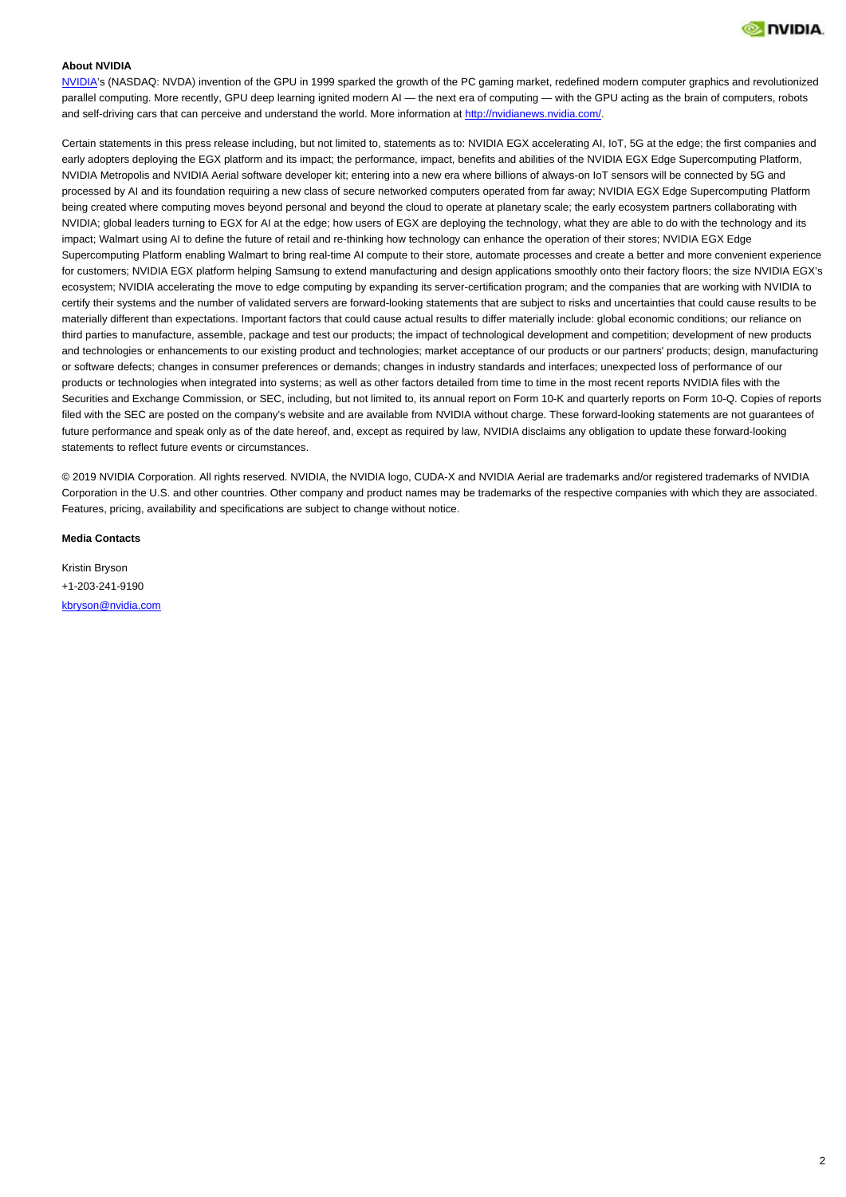**About NVIDIA**

NVIDIA's (NASDAQ: NVDA) invention of the GPU in 1999 sparked the growth of the PC gaming market, redefined modern computer graphics and revolutionized parallel computing. More recently, GPU deep learning ignited modern AI — the next era of computing — with the GPU acting as the brain of computers, robots and self-driving cars that can perceive and understand the world. More information at http://nvidianews.nvidia.com/.

Certain statements in this press release including, but not limited to, statements as to: NVIDIA EGX accelerating AI, IoT, 5G at the edge; the first companies and early adopters deploying the EGX platform and its impact; the performance, impact, benefits and abilities of the NVIDIA EGX Edge Supercomputing Platform, NVIDIA Metropolis and NVIDIA Aerial software developer kit; entering into a new era where billions of always-on IoT sensors will be connected by 5G and processed by AI and its foundation requiring a new class of secure networked computers operated from far away; NVIDIA EGX Edge Supercomputing Platform being created where computing moves beyond personal and beyond the cloud to operate at planetary scale; the early ecosystem partners collaborating with NVIDIA; global leaders turning to EGX for AI at the edge; how users of EGX are deploying the technology, what they are able to do with the technology and its impact; Walmart using AI to define the future of retail and re-thinking how technology can enhance the operation of their stores; NVIDIA EGX Edge Supercomputing Platform enabling Walmart to bring real-time AI compute to their store, automate processes and create a better and more convenient experience for customers; NVIDIA EGX platform helping Samsung to extend manufacturing and design applications smoothly onto their factory floors; the size NVIDIA EGX's ecosystem; NVIDIA accelerating the move to edge computing by expanding its server-certification program; and the companies that are working with NVIDIA to certify their systems and the number of validated servers are forward-looking statements that are subject to risks and uncertainties that could cause results to be materially different than expectations. Important factors that could cause actual results to differ materially include: global economic conditions; our reliance on third parties to manufacture, assemble, package and test our products; the impact of technological development and competition; development of new products and technologies or enhancements to our existing product and technologies; market acceptance of our products or our partners' products; design, manufacturing or software defects; changes in consumer preferences or demands; changes in industry standards and interfaces; unexpected loss of performance of our products or technologies when integrated into systems; as well as other factors detailed from time to time in the most recent reports NVIDIA files with the Securities and Exchange Commission, or SEC, including, but not limited to, its annual report on Form 10-K and quarterly reports on Form 10-Q. Copies of reports filed with the SEC are posted on the company's website and are available from NVIDIA without charge. These forward-looking statements are not guarantees of future performance and speak only as of the date hereof, and, except as required by law, NVIDIA disclaims any obligation to update these forward-looking statements to reflect future events or circumstances.

© 2019 NVIDIA Corporation. All rights reserved. NVIDIA, the NVIDIA logo, CUDA-X and NVIDIA Aerial are trademarks and/or registered trademarks of NVIDIA Corporation in the U.S. and other countries. Other company and product names may be trademarks of the respective companies with which they are associated. Features, pricing, availability and specifications are subject to change without notice.

**Media Contacts**

Kristin Bryson

+1-203-241-9190

kbryson@nvidia.com